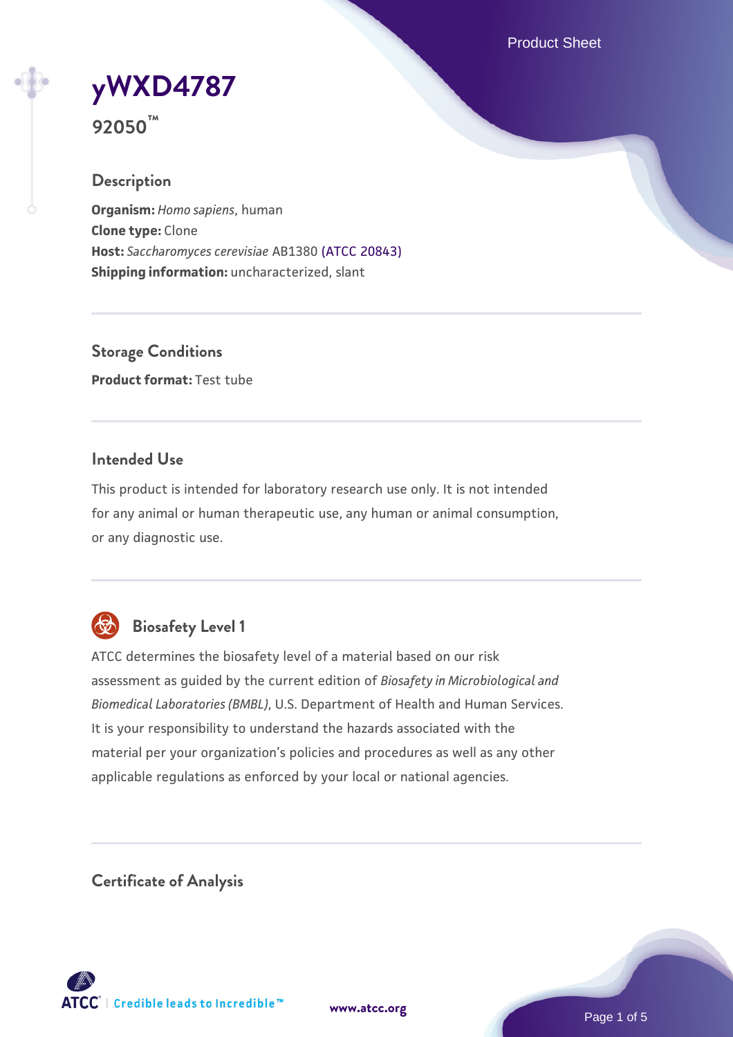# yWXD4787

**92050™**

## Description

**Organism:** *Homo sapiens*, human
**Clone type:** Clone
**Host:** *Saccharomyces cerevisiae* AB1380 (ATCC 20843)
**Shipping information:** uncharacterized, slant

## Storage Conditions

**Product format:** Test tube

## Intended Use

This product is intended for laboratory research use only. It is not intended for any animal or human therapeutic use, any human or animal consumption, or any diagnostic use.

## Biosafety Level 1

ATCC determines the biosafety level of a material based on our risk assessment as guided by the current edition of *Biosafety in Microbiological and Biomedical Laboratories (BMBL)*, U.S. Department of Health and Human Services. It is your responsibility to understand the hazards associated with the material per your organization's policies and procedures as well as any other applicable regulations as enforced by your local or national agencies.

## Certificate of Analysis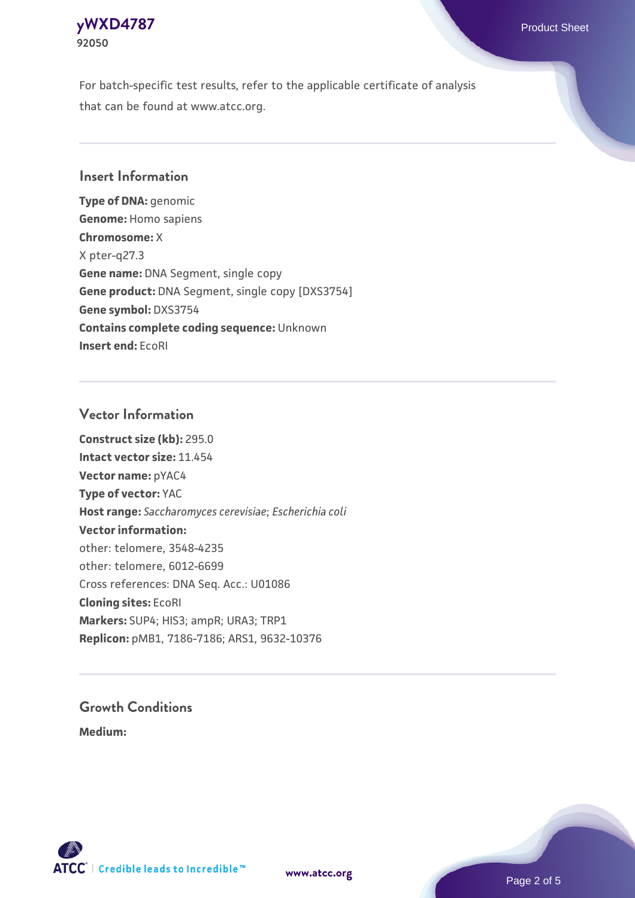For batch-specific test results, refer to the applicable certificate of analysis that can be found at www.atcc.org.

## Insert Information

**Type of DNA:** genomic
**Genome:** Homo sapiens
**Chromosome:** X
X pter-q27.3
**Gene name:** DNA Segment, single copy
**Gene product:** DNA Segment, single copy [DXS3754]
**Gene symbol:** DXS3754
**Contains complete coding sequence:** Unknown
**Insert end:** EcoRI

## Vector Information

**Construct size (kb):** 295.0
**Intact vector size:** 11.454
**Vector name:** pYAC4
**Type of vector:** YAC
**Host range:** *Saccharomyces cerevisiae*; *Escherichia coli*
**Vector information:**
other: telomere, 3548-4235
other: telomere, 6012-6699
Cross references: DNA Seq. Acc.: U01086
**Cloning sites:** EcoRI
**Markers:** SUP4; HIS3; ampR; URA3; TRP1
**Replicon:** pMB1, 7186-7186; ARS1, 9632-10376

## Growth Conditions

**Medium:**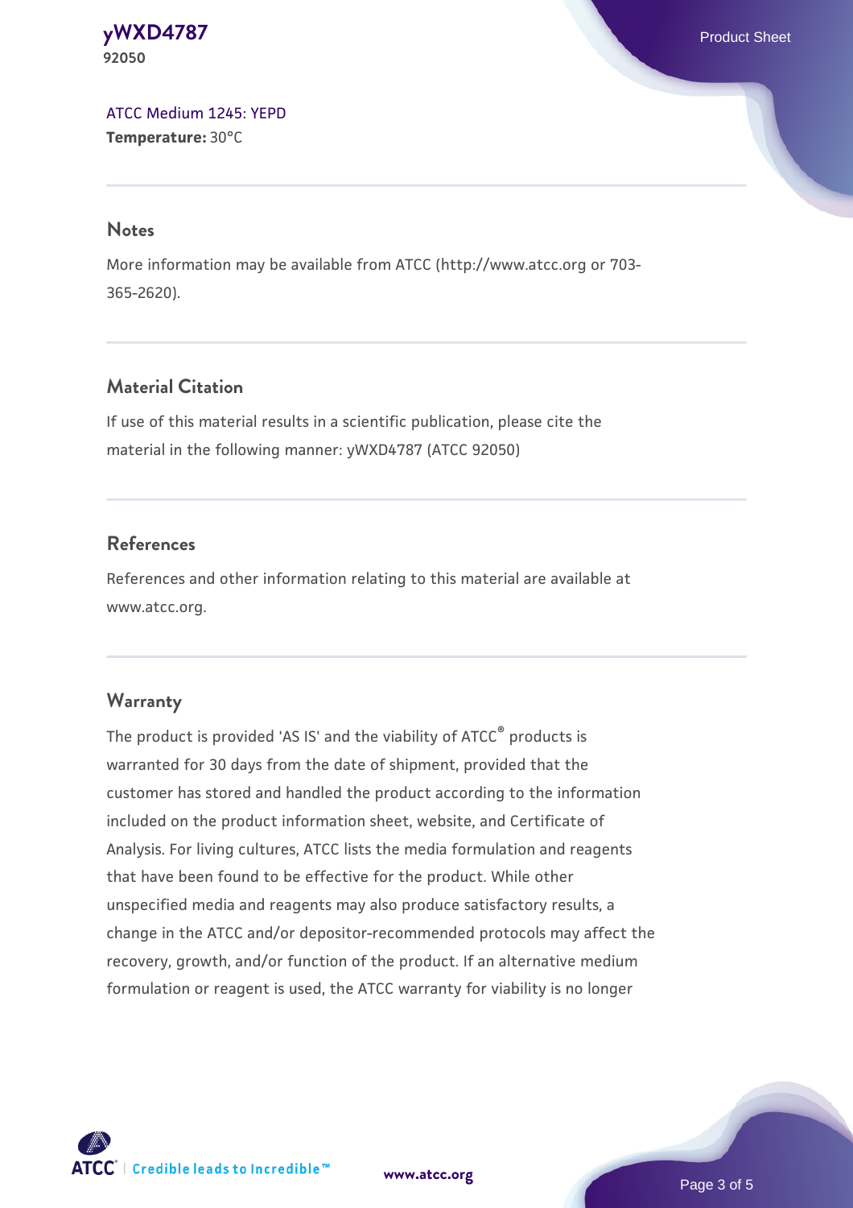ATCC Medium 1245: YEPD
**Temperature:** 30°C

## Notes

More information may be available from ATCC (http://www.atcc.org or 703-365-2620).

## Material Citation

If use of this material results in a scientific publication, please cite the material in the following manner: yWXD4787 (ATCC 92050)

## References

References and other information relating to this material are available at www.atcc.org.

## Warranty

The product is provided 'AS IS' and the viability of ATCC® products is warranted for 30 days from the date of shipment, provided that the customer has stored and handled the product according to the information included on the product information sheet, website, and Certificate of Analysis. For living cultures, ATCC lists the media formulation and reagents that have been found to be effective for the product. While other unspecified media and reagents may also produce satisfactory results, a change in the ATCC and/or depositor-recommended protocols may affect the recovery, growth, and/or function of the product. If an alternative medium formulation or reagent is used, the ATCC warranty for viability is no longer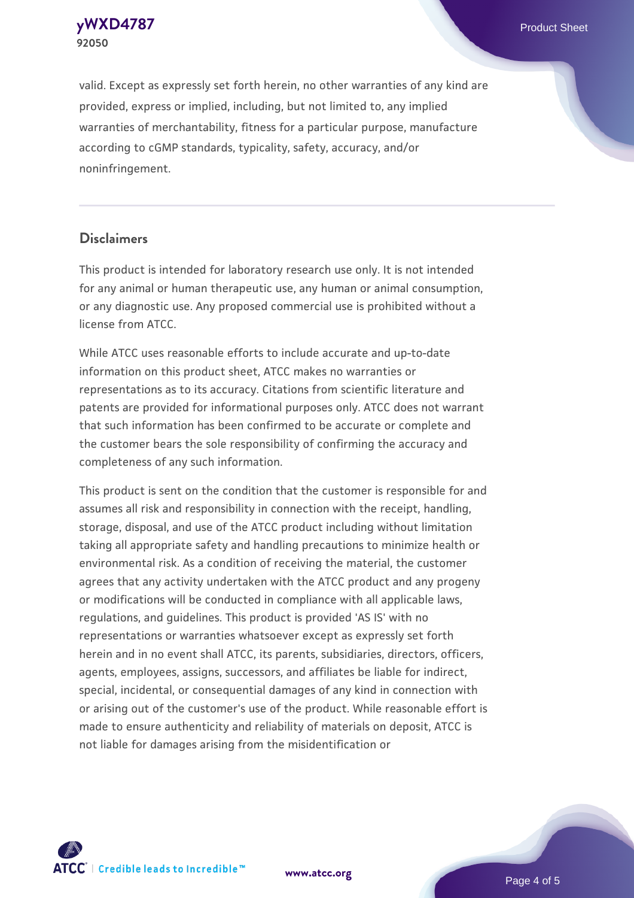valid. Except as expressly set forth herein, no other warranties of any kind are provided, express or implied, including, but not limited to, any implied warranties of merchantability, fitness for a particular purpose, manufacture according to cGMP standards, typicality, safety, accuracy, and/or noninfringement.

## Disclaimers

This product is intended for laboratory research use only. It is not intended for any animal or human therapeutic use, any human or animal consumption, or any diagnostic use. Any proposed commercial use is prohibited without a license from ATCC.

While ATCC uses reasonable efforts to include accurate and up-to-date information on this product sheet, ATCC makes no warranties or representations as to its accuracy. Citations from scientific literature and patents are provided for informational purposes only. ATCC does not warrant that such information has been confirmed to be accurate or complete and the customer bears the sole responsibility of confirming the accuracy and completeness of any such information.

This product is sent on the condition that the customer is responsible for and assumes all risk and responsibility in connection with the receipt, handling, storage, disposal, and use of the ATCC product including without limitation taking all appropriate safety and handling precautions to minimize health or environmental risk. As a condition of receiving the material, the customer agrees that any activity undertaken with the ATCC product and any progeny or modifications will be conducted in compliance with all applicable laws, regulations, and guidelines. This product is provided 'AS IS' with no representations or warranties whatsoever except as expressly set forth herein and in no event shall ATCC, its parents, subsidiaries, directors, officers, agents, employees, assigns, successors, and affiliates be liable for indirect, special, incidental, or consequential damages of any kind in connection with or arising out of the customer's use of the product. While reasonable effort is made to ensure authenticity and reliability of materials on deposit, ATCC is not liable for damages arising from the misidentification or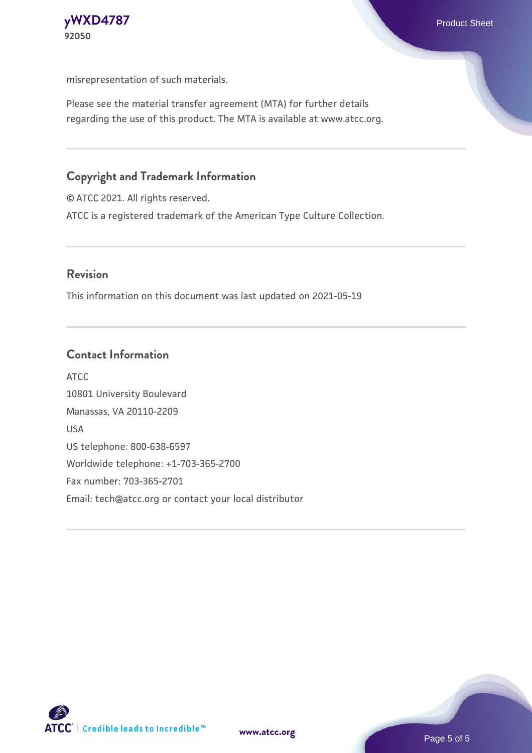misrepresentation of such materials.

Please see the material transfer agreement (MTA) for further details regarding the use of this product. The MTA is available at www.atcc.org.

## Copyright and Trademark Information

© ATCC 2021. All rights reserved.

ATCC is a registered trademark of the American Type Culture Collection.

## Revision

This information on this document was last updated on 2021-05-19

## Contact Information

ATCC
10801 University Boulevard
Manassas, VA 20110-2209
USA
US telephone: 800-638-6597
Worldwide telephone: +1-703-365-2700
Fax number: 703-365-2701
Email: tech@atcc.org or contact your local distributor